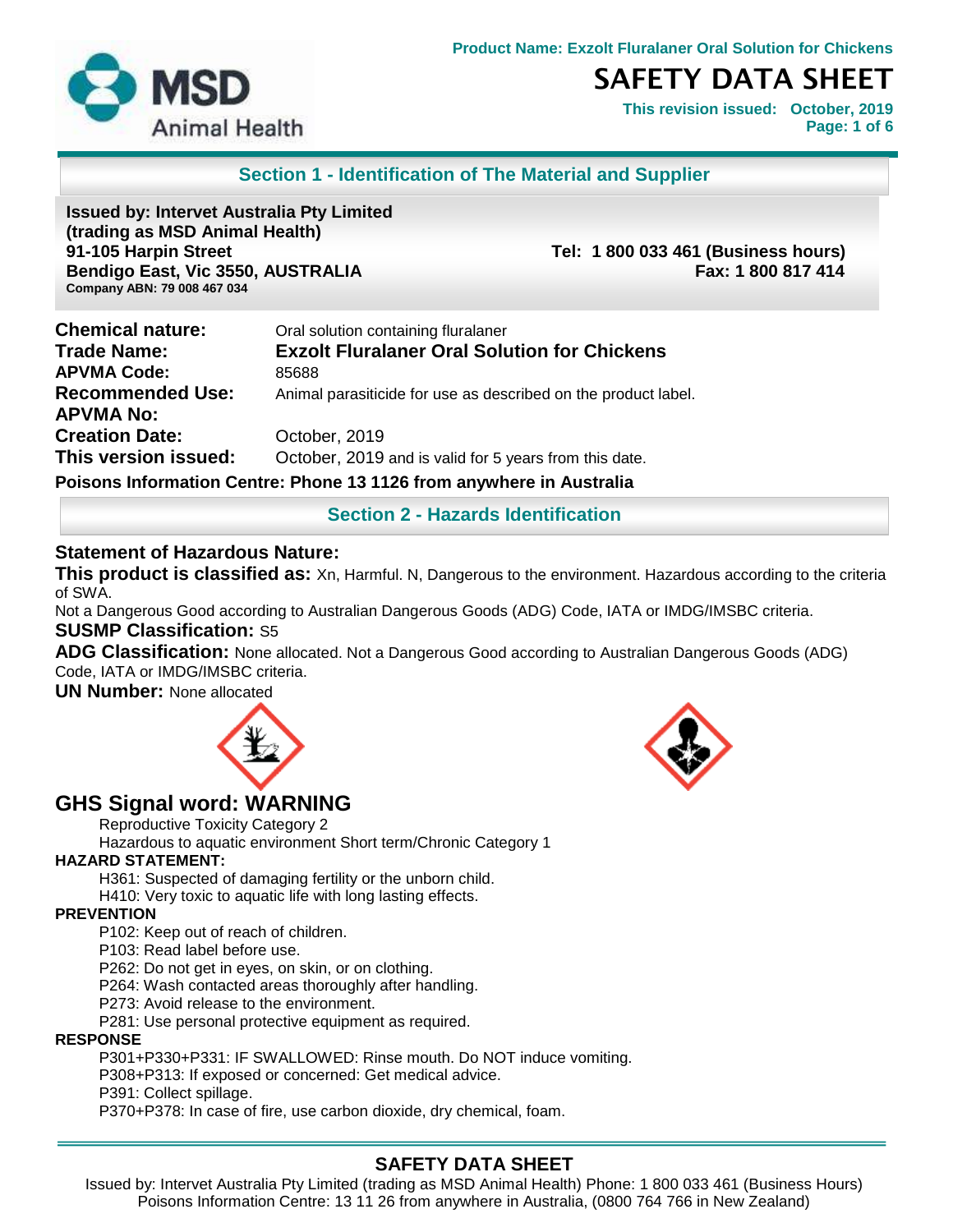**Product Name: Exzolt Fluralaner Oral Solution for Chickens**

# SAFETY DATA SHEET

**This revision issued: October, 2019**

## Section 1 - Identification of The Material and Supplier

**Issued by: Intervet Australia Pty Limited**
**(trading as MSD Animal Health)**
**91-105 Harpin Street**
**Bendigo East, Vic 3550, AUSTRALIA**
**Company ABN: 79 008 467 034**

**Tel: 1 800 033 461 (Business hours)**
**Fax: 1 800 817 414**

**Chemical nature:** Oral solution containing fluralaner
**Trade Name:** **Exzolt Fluralaner Oral Solution for Chickens**
**APVMA Code:** 85688
**Recommended Use:** Animal parasiticide for use as described on the product label.
**APVMA No:**
**Creation Date:** October, 2019
**This version issued:** October, 2019 and is valid for 5 years from this date.

**Poisons Information Centre: Phone 13 1126 from anywhere in Australia**

## Section 2 - Hazards Identification

### Statement of Hazardous Nature:

**This product is classified as:** Xn, Harmful. N, Dangerous to the environment. Hazardous according to the criteria of SWA.

Not a Dangerous Good according to Australian Dangerous Goods (ADG) Code, IATA or IMDG/IMSBC criteria.

**SUSMP Classification:** S5

**ADG Classification:** None allocated. Not a Dangerous Good according to Australian Dangerous Goods (ADG) Code, IATA or IMDG/IMSBC criteria.

**UN Number:** None allocated

### GHS Signal word: WARNING

Reproductive Toxicity Category 2
Hazardous to aquatic environment Short term/Chronic Category 1

**HAZARD STATEMENT:**

H361: Suspected of damaging fertility or the unborn child.
H410: Very toxic to aquatic life with long lasting effects.

**PREVENTION**

P102: Keep out of reach of children.
P103: Read label before use.
P262: Do not get in eyes, on skin, or on clothing.
P264: Wash contacted areas thoroughly after handling.
P273: Avoid release to the environment.
P281: Use personal protective equipment as required.

**RESPONSE**

P301+P330+P331: IF SWALLOWED: Rinse mouth. Do NOT induce vomiting.
P308+P313: If exposed or concerned: Get medical advice.
P391: Collect spillage.
P370+P378: In case of fire, use carbon dioxide, dry chemical, foam.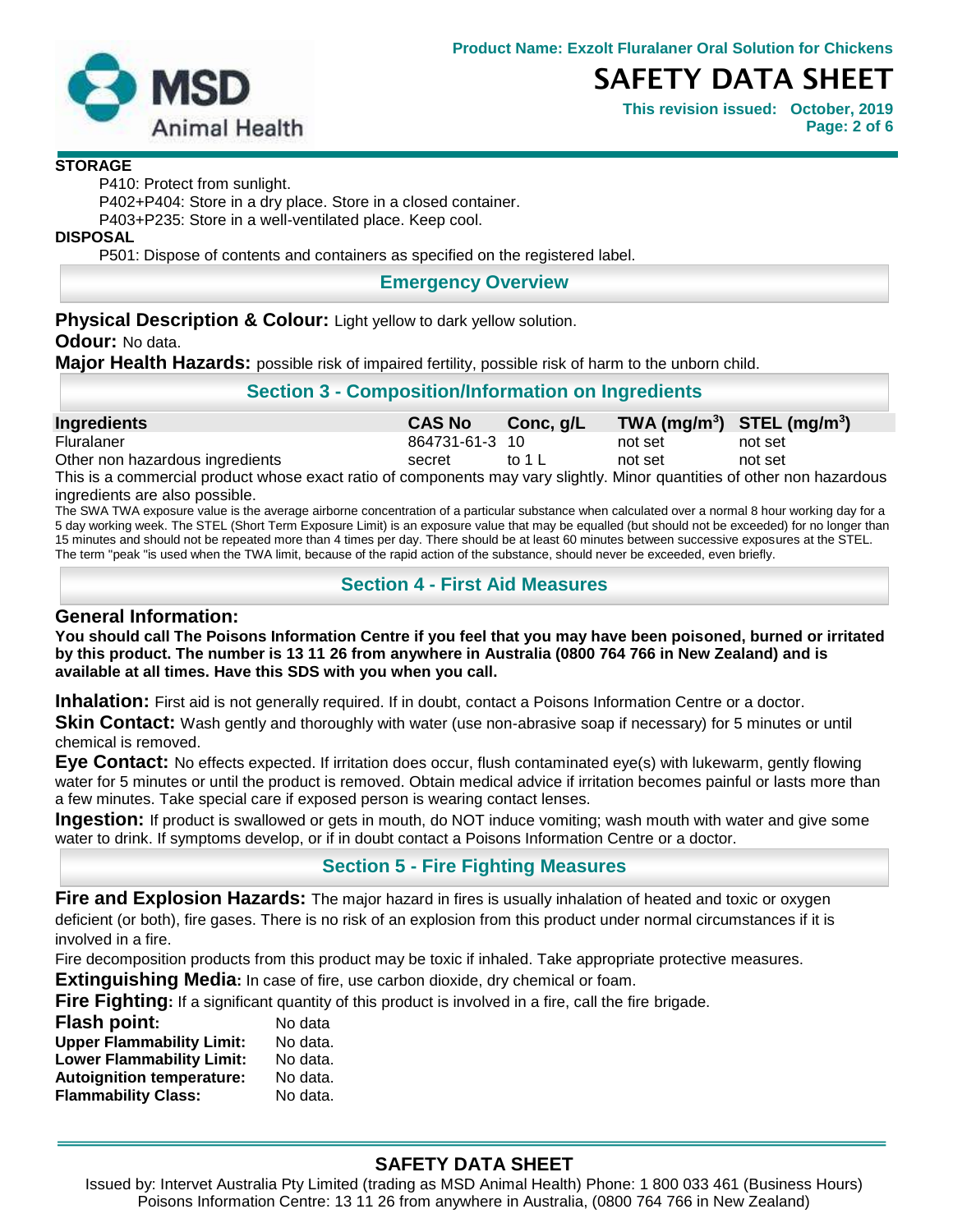**STORAGE**

P410: Protect from sunlight.

P402+P404: Store in a dry place. Store in a closed container.

P403+P235: Store in a well-ventilated place. Keep cool.

**DISPOSAL**

P501: Dispose of contents and containers as specified on the registered label.

## Emergency Overview

**Physical Description & Colour:** Light yellow to dark yellow solution.

**Odour:** No data.

**Major Health Hazards:** possible risk of impaired fertility, possible risk of harm to the unborn child.

## Section 3 - Composition/Information on Ingredients

| Ingredients | CAS No | Conc, g/L | TWA ($mg/m^3$) | STEL ($mg/m^3$) |
|---|---|---|---|---|
| Fluralaner | 864731-61-3 | 10 | not set | not set |
| Other non hazardous ingredients | secret | to 1 L | not set | not set |

This is a commercial product whose exact ratio of components may vary slightly. Minor quantities of other non hazardous ingredients are also possible.

The SWA TWA exposure value is the average airborne concentration of a particular substance when calculated over a normal 8 hour working day for a 5 day working week. The STEL (Short Term Exposure Limit) is an exposure value that may be equalled (but should not be exceeded) for no longer than 15 minutes and should not be repeated more than 4 times per day. There should be at least 60 minutes between successive exposures at the STEL. The term "peak "is used when the TWA limit, because of the rapid action of the substance, should never be exceeded, even briefly.

## Section 4 - First Aid Measures

### General Information:

**You should call The Poisons Information Centre if you feel that you may have been poisoned, burned or irritated by this product. The number is 13 11 26 from anywhere in Australia (0800 764 766 in New Zealand) and is available at all times. Have this SDS with you when you call.**

**Inhalation:** First aid is not generally required. If in doubt, contact a Poisons Information Centre or a doctor.

**Skin Contact:** Wash gently and thoroughly with water (use non-abrasive soap if necessary) for 5 minutes or until chemical is removed.

**Eye Contact:** No effects expected. If irritation does occur, flush contaminated eye(s) with lukewarm, gently flowing water for 5 minutes or until the product is removed. Obtain medical advice if irritation becomes painful or lasts more than a few minutes. Take special care if exposed person is wearing contact lenses.

**Ingestion:** If product is swallowed or gets in mouth, do NOT induce vomiting; wash mouth with water and give some water to drink. If symptoms develop, or if in doubt contact a Poisons Information Centre or a doctor.

## Section 5 - Fire Fighting Measures

**Fire and Explosion Hazards:** The major hazard in fires is usually inhalation of heated and toxic or oxygen deficient (or both), fire gases. There is no risk of an explosion from this product under normal circumstances if it is involved in a fire.

Fire decomposition products from this product may be toxic if inhaled. Take appropriate protective measures.

**Extinguishing Media:** In case of fire, use carbon dioxide, dry chemical or foam.

**Fire Fighting:** If a significant quantity of this product is involved in a fire, call the fire brigade.

**Flash point:** No data

**Upper Flammability Limit:** No data.

**Lower Flammability Limit:** No data.

**Autoignition temperature:** No data.

**Flammability Class:** No data.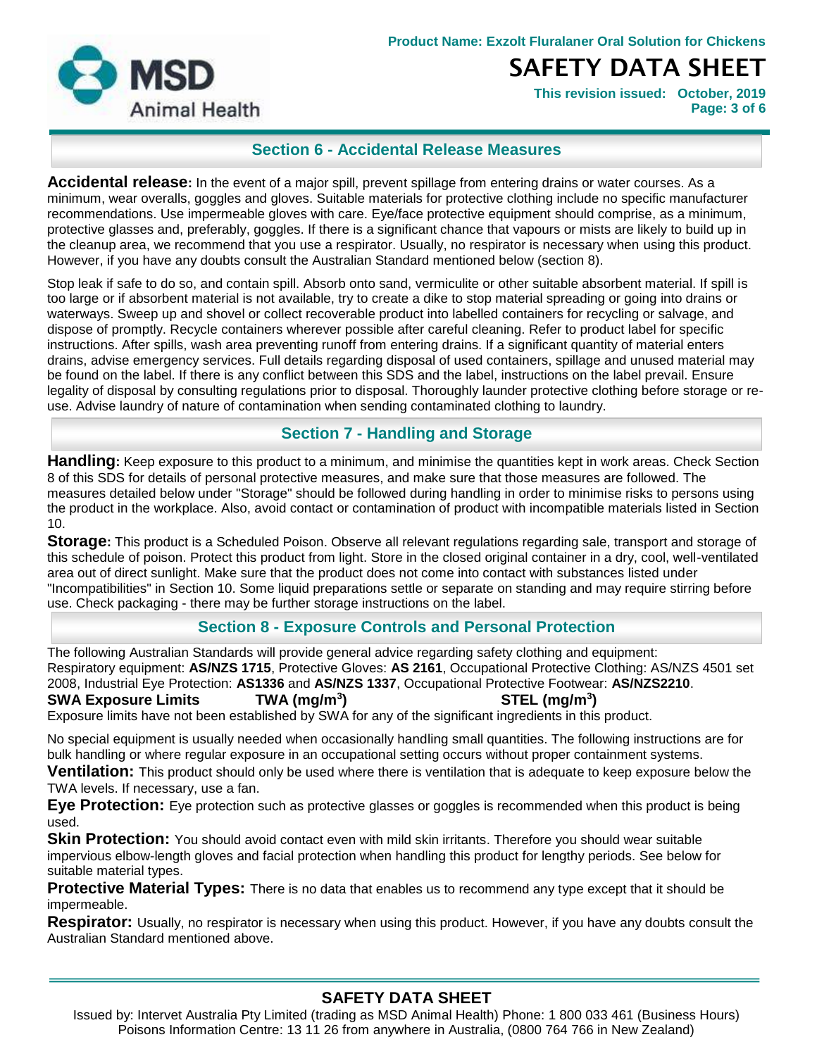## Section 6 - Accidental Release Measures

**Accidental release:** In the event of a major spill, prevent spillage from entering drains or water courses. As a minimum, wear overalls, goggles and gloves. Suitable materials for protective clothing include no specific manufacturer recommendations. Use impermeable gloves with care. Eye/face protective equipment should comprise, as a minimum, protective glasses and, preferably, goggles. If there is a significant chance that vapours or mists are likely to build up in the cleanup area, we recommend that you use a respirator. Usually, no respirator is necessary when using this product. However, if you have any doubts consult the Australian Standard mentioned below (section 8).

Stop leak if safe to do so, and contain spill. Absorb onto sand, vermiculite or other suitable absorbent material. If spill is too large or if absorbent material is not available, try to create a dike to stop material spreading or going into drains or waterways. Sweep up and shovel or collect recoverable product into labelled containers for recycling or salvage, and dispose of promptly. Recycle containers wherever possible after careful cleaning. Refer to product label for specific instructions. After spills, wash area preventing runoff from entering drains. If a significant quantity of material enters drains, advise emergency services. Full details regarding disposal of used containers, spillage and unused material may be found on the label. If there is any conflict between this SDS and the label, instructions on the label prevail. Ensure legality of disposal by consulting regulations prior to disposal. Thoroughly launder protective clothing before storage or re-use. Advise laundry of nature of contamination when sending contaminated clothing to laundry.

## Section 7 - Handling and Storage

**Handling:** Keep exposure to this product to a minimum, and minimise the quantities kept in work areas. Check Section 8 of this SDS for details of personal protective measures, and make sure that those measures are followed. The measures detailed below under "Storage" should be followed during handling in order to minimise risks to persons using the product in the workplace. Also, avoid contact or contamination of product with incompatible materials listed in Section 10.

**Storage:** This product is a Scheduled Poison. Observe all relevant regulations regarding sale, transport and storage of this schedule of poison. Protect this product from light. Store in the closed original container in a dry, cool, well-ventilated area out of direct sunlight. Make sure that the product does not come into contact with substances listed under "Incompatibilities" in Section 10. Some liquid preparations settle or separate on standing and may require stirring before use. Check packaging - there may be further storage instructions on the label.

## Section 8 - Exposure Controls and Personal Protection

The following Australian Standards will provide general advice regarding safety clothing and equipment:
Respiratory equipment: **AS/NZS 1715**, Protective Gloves: **AS 2161**, Occupational Protective Clothing: AS/NZS 4501 set 2008, Industrial Eye Protection: **AS1336** and **AS/NZS 1337**, Occupational Protective Footwear: **AS/NZS2210**.

| **SWA Exposure Limits** | **TWA (mg/m$^3$)** | **STEL (mg/m$^3$)** |
|---|---|---|

Exposure limits have not been established by SWA for any of the significant ingredients in this product.

No special equipment is usually needed when occasionally handling small quantities. The following instructions are for bulk handling or where regular exposure in an occupational setting occurs without proper containment systems.

**Ventilation:** This product should only be used where there is ventilation that is adequate to keep exposure below the TWA levels. If necessary, use a fan.

**Eye Protection:** Eye protection such as protective glasses or goggles is recommended when this product is being used.

**Skin Protection:** You should avoid contact even with mild skin irritants. Therefore you should wear suitable impervious elbow-length gloves and facial protection when handling this product for lengthy periods. See below for suitable material types.

**Protective Material Types:** There is no data that enables us to recommend any type except that it should be impermeable.

**Respirator:** Usually, no respirator is necessary when using this product. However, if you have any doubts consult the Australian Standard mentioned above.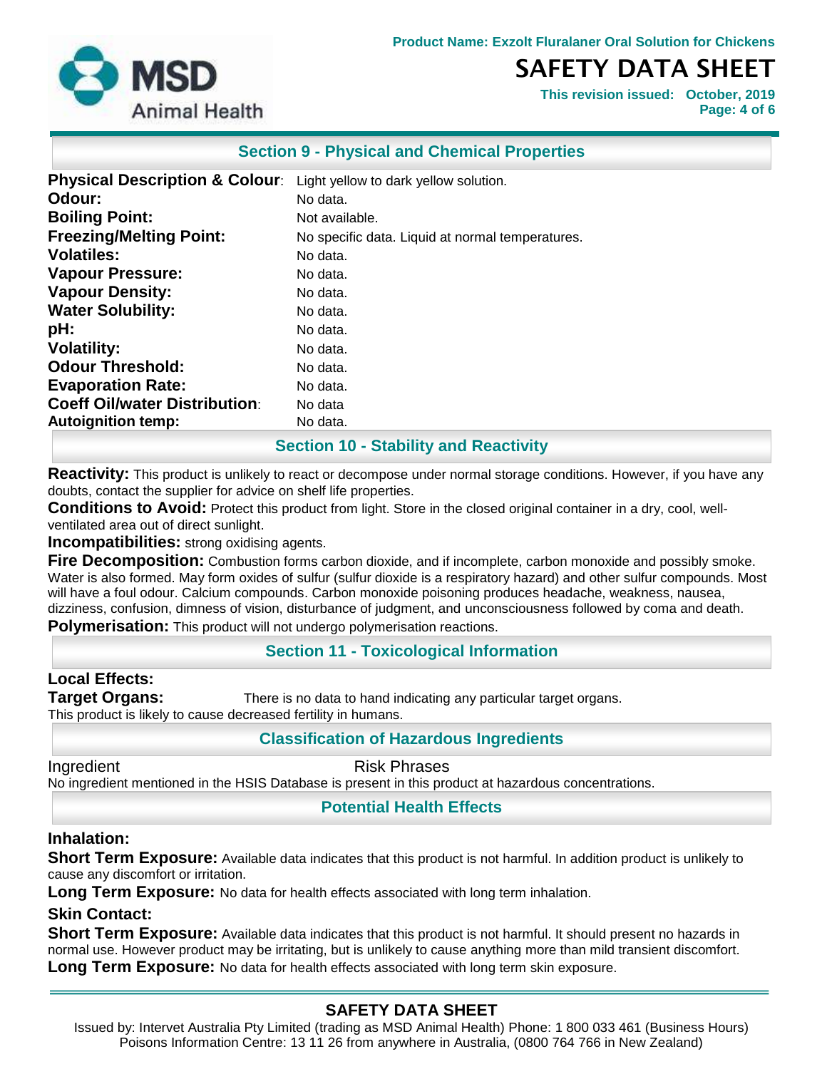## Section 9 - Physical and Chemical Properties

| Property | Value |
|---|---|
| **Physical Description & Colour**: | Light yellow to dark yellow solution. |
| **Odour:** | No data. |
| **Boiling Point:** | Not available. |
| **Freezing/Melting Point:** | No specific data. Liquid at normal temperatures. |
| **Volatiles:** | No data. |
| **Vapour Pressure:** | No data. |
| **Vapour Density:** | No data. |
| **Water Solubility:** | No data. |
| **pH:** | No data. |
| **Volatility:** | No data. |
| **Odour Threshold:** | No data. |
| **Evaporation Rate:** | No data. |
| **Coeff Oil/water Distribution**: | No data |
| **Autoignition temp:** | No data. |

## Section 10 - Stability and Reactivity

**Reactivity:** This product is unlikely to react or decompose under normal storage conditions. However, if you have any doubts, contact the supplier for advice on shelf life properties.

**Conditions to Avoid:** Protect this product from light. Store in the closed original container in a dry, cool, well-ventilated area out of direct sunlight.

**Incompatibilities:** strong oxidising agents.

**Fire Decomposition:** Combustion forms carbon dioxide, and if incomplete, carbon monoxide and possibly smoke. Water is also formed. May form oxides of sulfur (sulfur dioxide is a respiratory hazard) and other sulfur compounds. Most will have a foul odour. Calcium compounds. Carbon monoxide poisoning produces headache, weakness, nausea, dizziness, confusion, dimness of vision, disturbance of judgment, and unconsciousness followed by coma and death.

**Polymerisation:** This product will not undergo polymerisation reactions.

## Section 11 - Toxicological Information

**Local Effects:**

**Target Organs:** There is no data to hand indicating any particular target organs.

This product is likely to cause decreased fertility in humans.

## Classification of Hazardous Ingredients

| Ingredient | Risk Phrases |
|---|---|

No ingredient mentioned in the HSIS Database is present in this product at hazardous concentrations.

## Potential Health Effects

### Inhalation:

**Short Term Exposure:** Available data indicates that this product is not harmful. In addition product is unlikely to cause any discomfort or irritation.

**Long Term Exposure:** No data for health effects associated with long term inhalation.

### Skin Contact:

**Short Term Exposure:** Available data indicates that this product is not harmful. It should present no hazards in normal use. However product may be irritating, but is unlikely to cause anything more than mild transient discomfort.

**Long Term Exposure:** No data for health effects associated with long term skin exposure.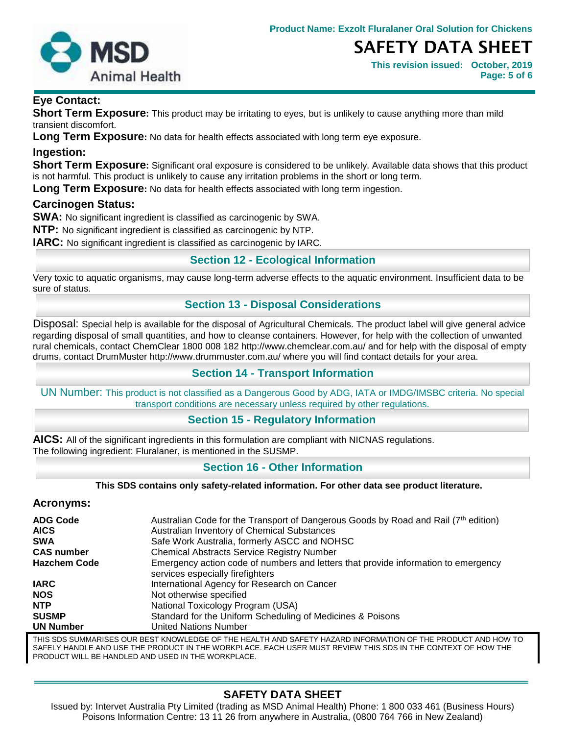### Eye Contact:

**Short Term Exposure:** This product may be irritating to eyes, but is unlikely to cause anything more than mild transient discomfort.

**Long Term Exposure:** No data for health effects associated with long term eye exposure.

### Ingestion:

**Short Term Exposure:** Significant oral exposure is considered to be unlikely. Available data shows that this product is not harmful. This product is unlikely to cause any irritation problems in the short or long term.

**Long Term Exposure:** No data for health effects associated with long term ingestion.

### Carcinogen Status:

**SWA:** No significant ingredient is classified as carcinogenic by SWA.

**NTP:** No significant ingredient is classified as carcinogenic by NTP.

**IARC:** No significant ingredient is classified as carcinogenic by IARC.

## Section 12 - Ecological Information

Very toxic to aquatic organisms, may cause long-term adverse effects to the aquatic environment. Insufficient data to be sure of status.

## Section 13 - Disposal Considerations

Disposal: Special help is available for the disposal of Agricultural Chemicals. The product label will give general advice regarding disposal of small quantities, and how to cleanse containers. However, for help with the collection of unwanted rural chemicals, contact ChemClear 1800 008 182 http://www.chemclear.com.au/ and for help with the disposal of empty drums, contact DrumMuster http://www.drummuster.com.au/ where you will find contact details for your area.

## Section 14 - Transport Information

UN Number: This product is not classified as a Dangerous Good by ADG, IATA or IMDG/IMSBC criteria. No special transport conditions are necessary unless required by other regulations.

## Section 15 - Regulatory Information

**AICS:** All of the significant ingredients in this formulation are compliant with NICNAS regulations.
The following ingredient: Fluralaner, is mentioned in the SUSMP.

## Section 16 - Other Information

**This SDS contains only safety-related information. For other data see product literature.**

### Acronyms:

| | |
|---|---|
| **ADG Code** | Australian Code for the Transport of Dangerous Goods by Road and Rail (7th edition) |
| **AICS** | Australian Inventory of Chemical Substances |
| **SWA** | Safe Work Australia, formerly ASCC and NOHSC |
| **CAS number** | Chemical Abstracts Service Registry Number |
| **Hazchem Code** | Emergency action code of numbers and letters that provide information to emergency services especially firefighters |
| **IARC** | International Agency for Research on Cancer |
| **NOS** | Not otherwise specified |
| **NTP** | National Toxicology Program (USA) |
| **SUSMP** | Standard for the Uniform Scheduling of Medicines & Poisons |
| **UN Number** | United Nations Number |

THIS SDS SUMMARISES OUR BEST KNOWLEDGE OF THE HEALTH AND SAFETY HAZARD INFORMATION OF THE PRODUCT AND HOW TO SAFELY HANDLE AND USE THE PRODUCT IN THE WORKPLACE. EACH USER MUST REVIEW THIS SDS IN THE CONTEXT OF HOW THE PRODUCT WILL BE HANDLED AND USED IN THE WORKPLACE.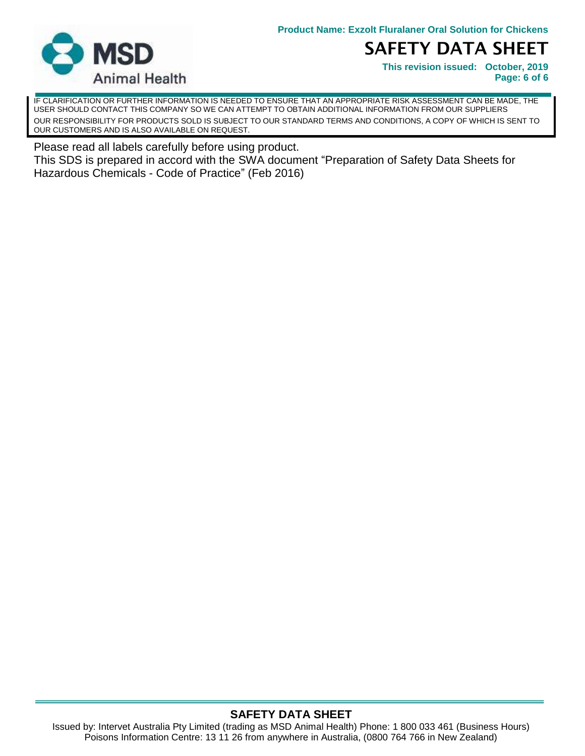IF CLARIFICATION OR FURTHER INFORMATION IS NEEDED TO ENSURE THAT AN APPROPRIATE RISK ASSESSMENT CAN BE MADE, THE USER SHOULD CONTACT THIS COMPANY SO WE CAN ATTEMPT TO OBTAIN ADDITIONAL INFORMATION FROM OUR SUPPLIERS

OUR RESPONSIBILITY FOR PRODUCTS SOLD IS SUBJECT TO OUR STANDARD TERMS AND CONDITIONS, A COPY OF WHICH IS SENT TO OUR CUSTOMERS AND IS ALSO AVAILABLE ON REQUEST.

Please read all labels carefully before using product.

This SDS is prepared in accord with the SWA document "Preparation of Safety Data Sheets for Hazardous Chemicals - Code of Practice" (Feb 2016)